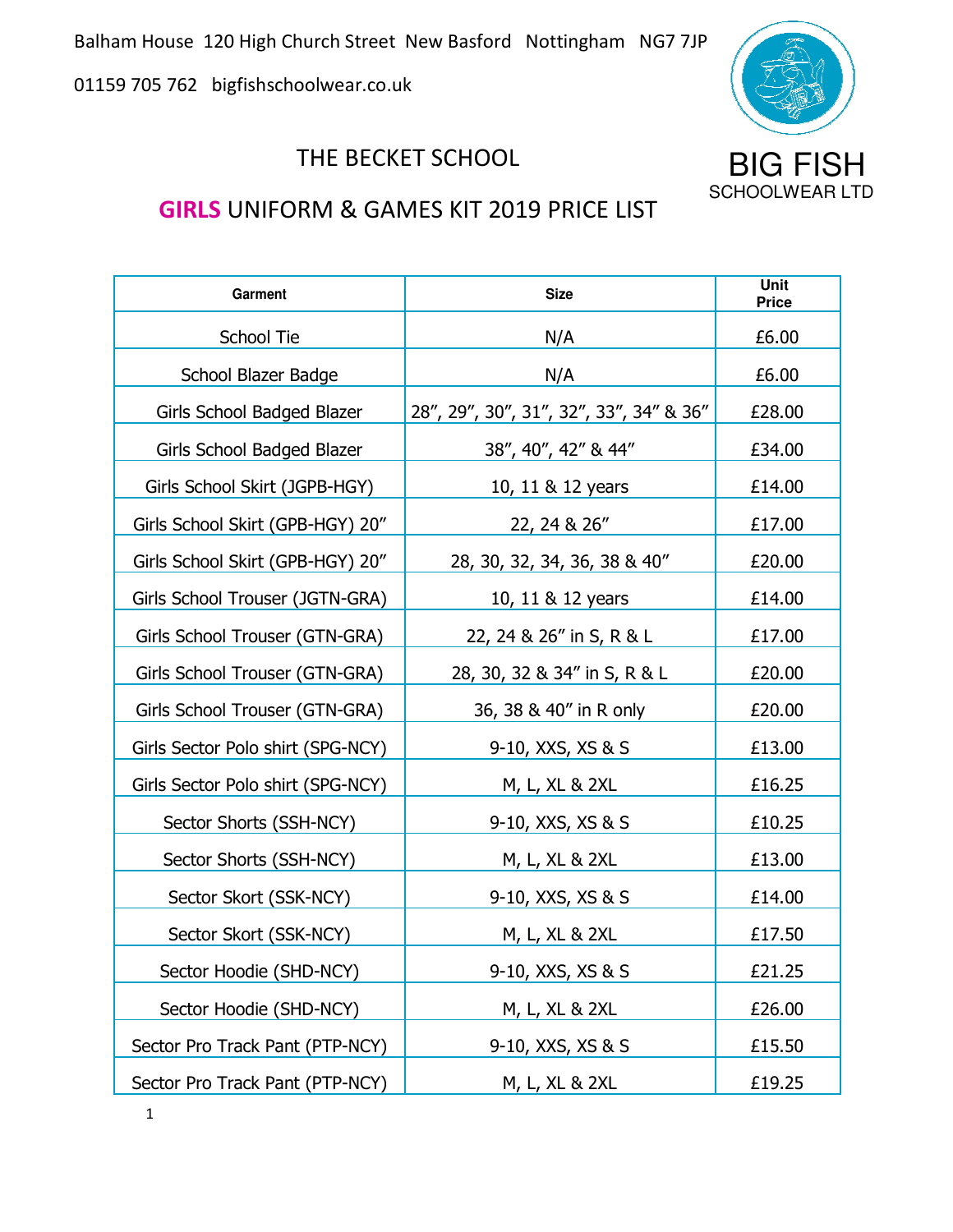Balham House 120 High Church Street New Basford Nottingham NG7 7JP

01159 705 762 bigfishschoolwear.co.uk

BIG FISH SCHOOLWEAR LTD

# THE BECKET SCHOOL

## GIRLS UNIFORM & GAMES KIT 2019 PRICE LIST

| Garment | Size | Unit Price |
|---|---|---|
| School Tie | N/A | £6.00 |
| School Blazer Badge | N/A | £6.00 |
| Girls School Badged Blazer | 28", 29", 30", 31", 32", 33", 34" & 36" | £28.00 |
| Girls School Badged Blazer | 38", 40", 42" & 44" | £34.00 |
| Girls School Skirt (JGPB-HGY) | 10, 11 & 12 years | £14.00 |
| Girls School Skirt (GPB-HGY) 20" | 22, 24 & 26" | £17.00 |
| Girls School Skirt (GPB-HGY) 20" | 28, 30, 32, 34, 36, 38 & 40" | £20.00 |
| Girls School Trouser (JGTN-GRA) | 10, 11 & 12 years | £14.00 |
| Girls School Trouser (GTN-GRA) | 22, 24 & 26" in S, R & L | £17.00 |
| Girls School Trouser (GTN-GRA) | 28, 30, 32 & 34" in S, R & L | £20.00 |
| Girls School Trouser (GTN-GRA) | 36, 38 & 40" in R only | £20.00 |
| Girls Sector Polo shirt (SPG-NCY) | 9-10, XXS, XS & S | £13.00 |
| Girls Sector Polo shirt (SPG-NCY) | M, L, XL & 2XL | £16.25 |
| Sector Shorts (SSH-NCY) | 9-10, XXS, XS & S | £10.25 |
| Sector Shorts (SSH-NCY) | M, L, XL & 2XL | £13.00 |
| Sector Skort (SSK-NCY) | 9-10, XXS, XS & S | £14.00 |
| Sector Skort (SSK-NCY) | M, L, XL & 2XL | £17.50 |
| Sector Hoodie (SHD-NCY) | 9-10, XXS, XS & S | £21.25 |
| Sector Hoodie (SHD-NCY) | M, L, XL & 2XL | £26.00 |
| Sector Pro Track Pant (PTP-NCY) | 9-10, XXS, XS & S | £15.50 |
| Sector Pro Track Pant (PTP-NCY) | M, L, XL & 2XL | £19.25 |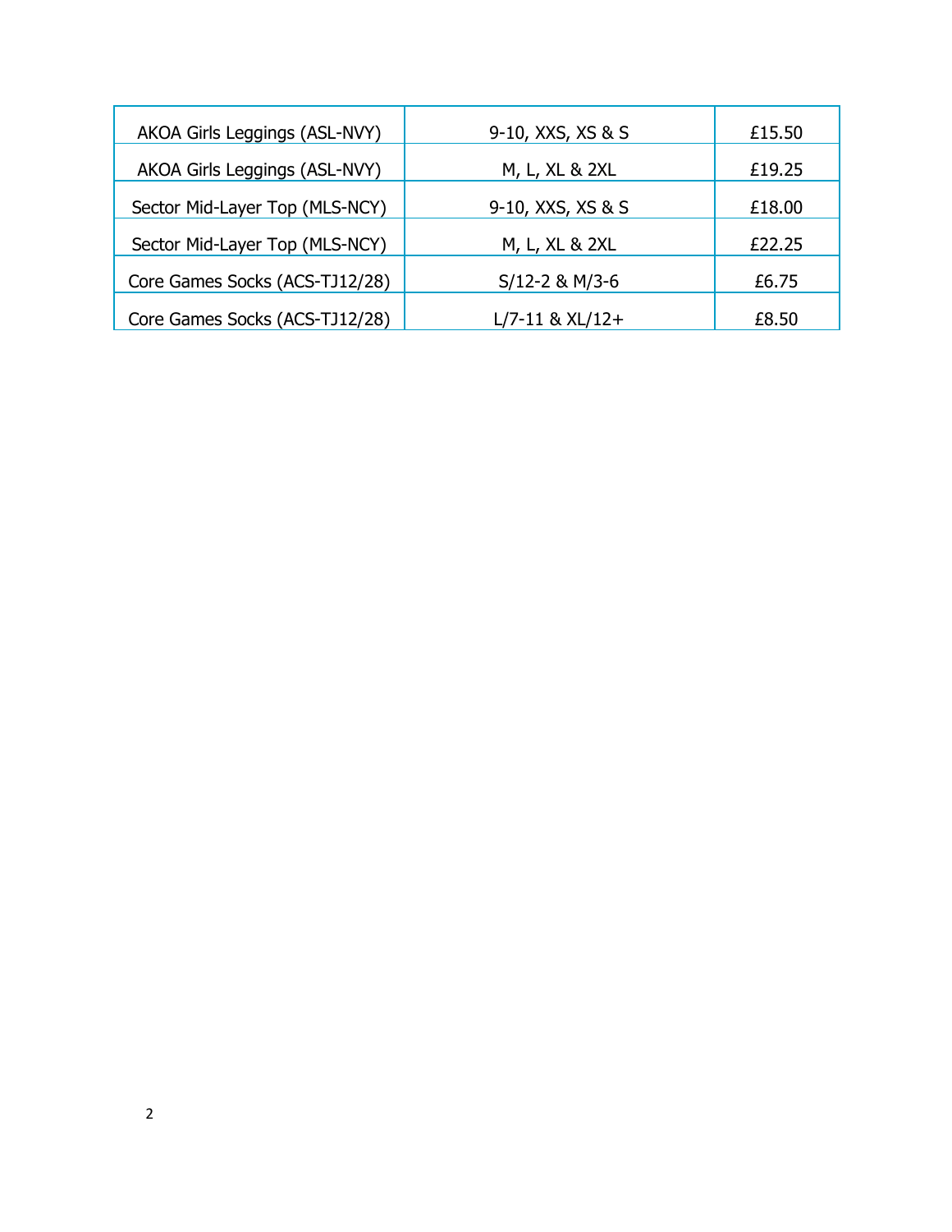| | | |
|---|---|---|
| AKOA Girls Leggings (ASL-NVY) | 9-10, XXS, XS & S | £15.50 |
| AKOA Girls Leggings (ASL-NVY) | M, L, XL & 2XL | £19.25 |
| Sector Mid-Layer Top (MLS-NCY) | 9-10, XXS, XS & S | £18.00 |
| Sector Mid-Layer Top (MLS-NCY) | M, L, XL & 2XL | £22.25 |
| Core Games Socks (ACS-TJ12/28) | S/12-2 & M/3-6 | £6.75 |
| Core Games Socks (ACS-TJ12/28) | L/7-11 & XL/12+ | £8.50 |